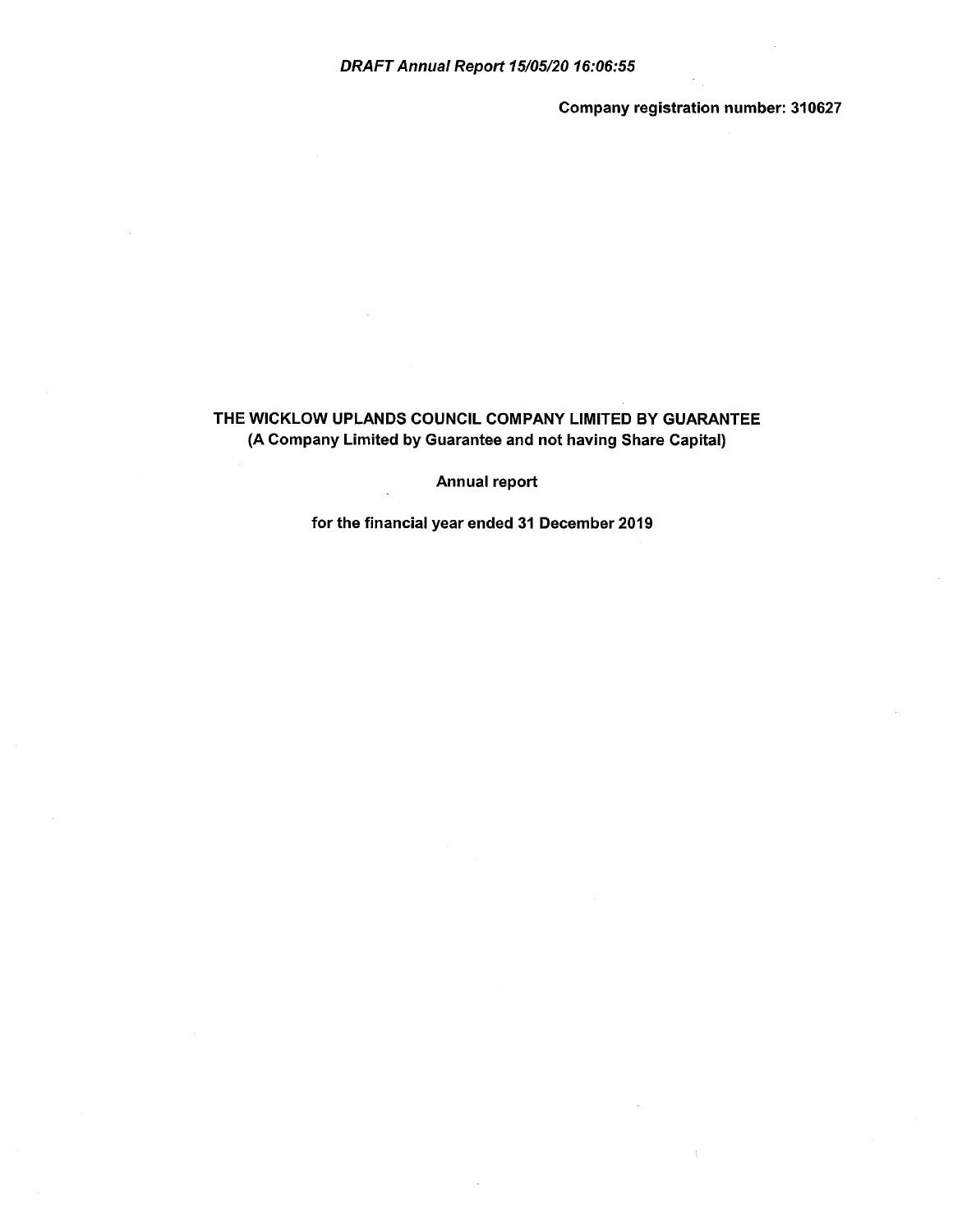*DRAFT Annual Report 15/05/20 16:06:55*

**Company registration number: 310627**

# THE WICKLOW UPLANDS COUNCIL COMPANY LIMITED BY GUARANTEE

**(A Company Limited by Guarantee and not having Share Capital)**

**Annual report**

**for the financial year ended 31 December 2019**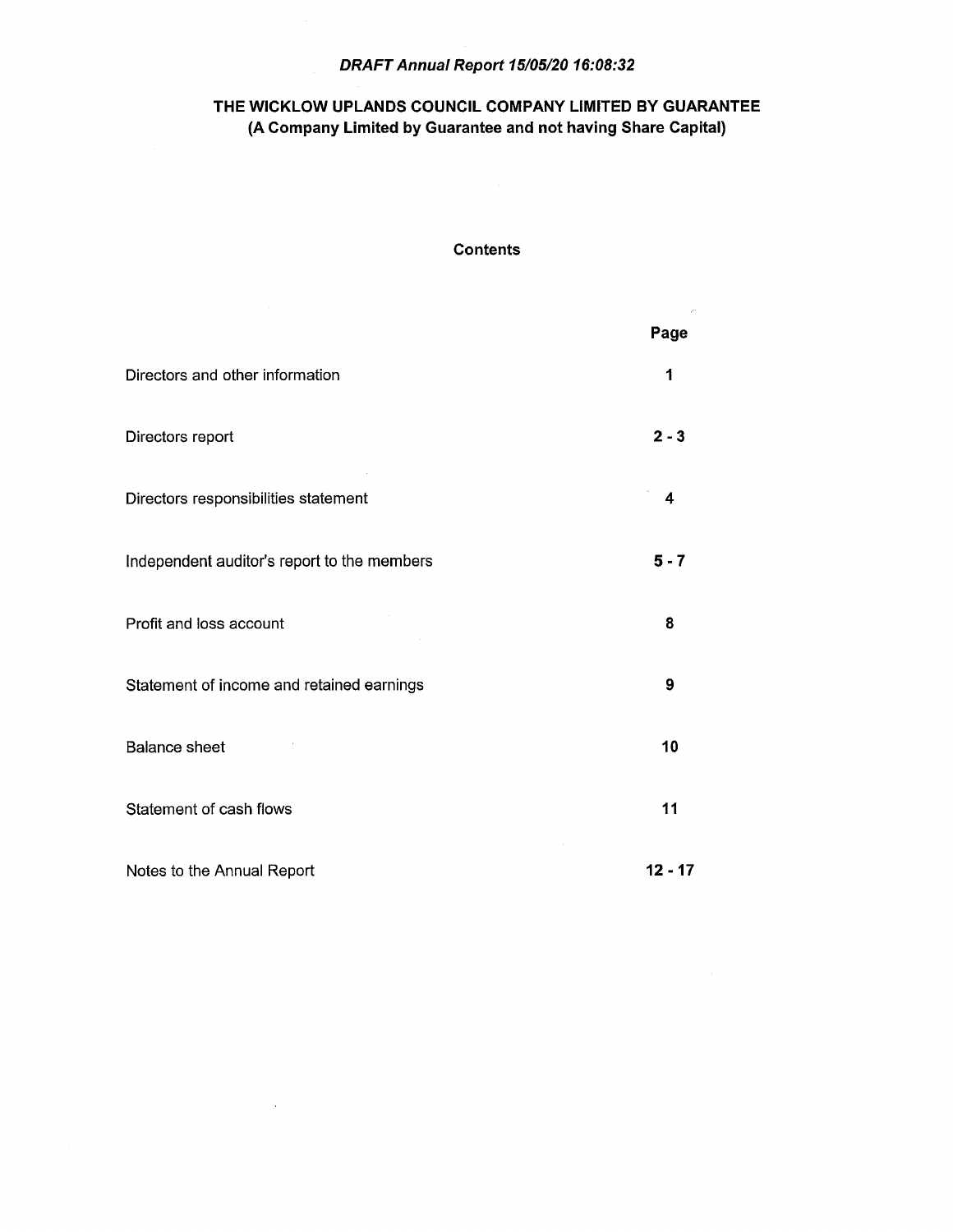*DRAFT Annual Report 15/05/20 16:08:32*

## THE WICKLOW UPLANDS COUNCIL COMPANY LIMITED BY GUARANTEE
## (A Company Limited by Guarantee and not having Share Capital)

### Contents

| | Page |
|---|---|
| Directors and other information | **1** |
| Directors report | **2 - 3** |
| Directors responsibilities statement | **4** |
| Independent auditor's report to the members | **5 - 7** |
| Profit and loss account | **8** |
| Statement of income and retained earnings | **9** |
| Balance sheet | **10** |
| Statement of cash flows | **11** |
| Notes to the Annual Report | **12 - 17** |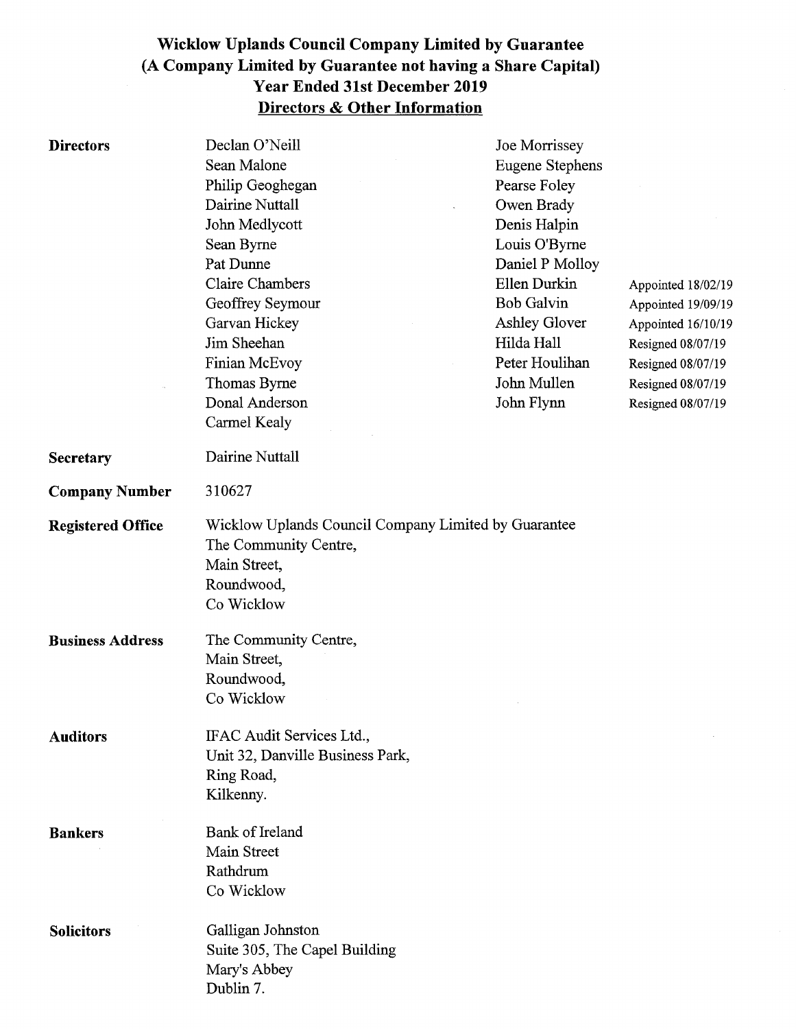# Wicklow Uplands Council Company Limited by Guarantee
## (A Company Limited by Guarantee not having a Share Capital)
## Year Ended 31st December 2019
## Directors & Other Information

**Directors**

| | | |
|---|---|---|
| Declan O'Neill | Joe Morrissey | |
| Sean Malone | Eugene Stephens | |
| Philip Geoghegan | Pearse Foley | |
| Dairine Nuttall | Owen Brady | |
| John Medlycott | Denis Halpin | |
| Sean Byrne | Louis O'Byrne | |
| Pat Dunne | Daniel P Molloy | |
| Claire Chambers | Ellen Durkin | Appointed 18/02/19 |
| Geoffrey Seymour | Bob Galvin | Appointed 19/09/19 |
| Garvan Hickey | Ashley Glover | Appointed 16/10/19 |
| Jim Sheehan | Hilda Hall | Resigned 08/07/19 |
| Finian McEvoy | Peter Houlihan | Resigned 08/07/19 |
| Thomas Byrne | John Mullen | Resigned 08/07/19 |
| Donal Anderson | John Flynn | Resigned 08/07/19 |
| Carmel Kealy | | |

**Secretary**
Dairine Nuttall

**Company Number**
310627

**Registered Office**
Wicklow Uplands Council Company Limited by Guarantee
The Community Centre,
Main Street,
Roundwood,
Co Wicklow

**Business Address**
The Community Centre,
Main Street,
Roundwood,
Co Wicklow

**Auditors**
IFAC Audit Services Ltd.,
Unit 32, Danville Business Park,
Ring Road,
Kilkenny.

**Bankers**
Bank of Ireland
Main Street
Rathdrum
Co Wicklow

**Solicitors**
Galligan Johnston
Suite 305, The Capel Building
Mary's Abbey
Dublin 7.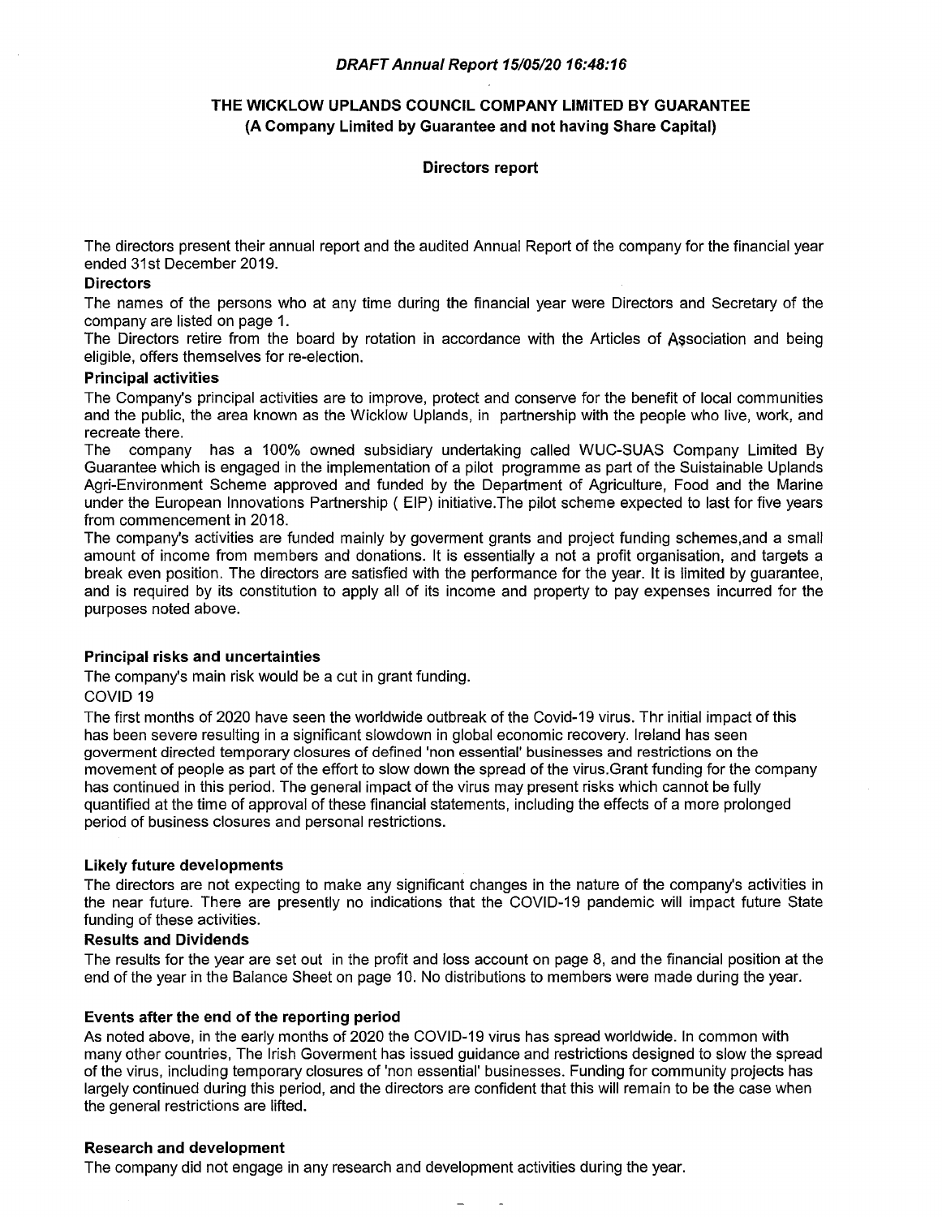*DRAFT Annual Report 15/05/20 16:48:16*

**THE WICKLOW UPLANDS COUNCIL COMPANY LIMITED BY GUARANTEE**
**(A Company Limited by Guarantee and not having Share Capital)**

**Directors report**

The directors present their annual report and the audited Annual Report of the company for the financial year ended 31st December 2019.

**Directors**

The names of the persons who at any time during the financial year were Directors and Secretary of the company are listed on page 1.

The Directors retire from the board by rotation in accordance with the Articles of Association and being eligible, offers themselves for re-election.

**Principal activities**

The Company's principal activities are to improve, protect and conserve for the benefit of local communities and the public, the area known as the Wicklow Uplands, in partnership with the people who live, work, and recreate there.

The company has a 100% owned subsidiary undertaking called WUC-SUAS Company Limited By Guarantee which is engaged in the implementation of a pilot programme as part of the Suistainable Uplands Agri-Environment Scheme approved and funded by the Department of Agriculture, Food and the Marine under the European Innovations Partnership ( EIP) initiative.The pilot scheme expected to last for five years from commencement in 2018.

The company's activities are funded mainly by goverment grants and project funding schemes,and a small amount of income from members and donations. It is essentially a not a profit organisation, and targets a break even position. The directors are satisfied with the performance for the year. It is limited by guarantee, and is required by its constitution to apply all of its income and property to pay expenses incurred for the purposes noted above.

**Principal risks and uncertainties**

The company's main risk would be a cut in grant funding.

COVID 19

The first months of 2020 have seen the worldwide outbreak of the Covid-19 virus. Thr initial impact of this has been severe resulting in a significant slowdown in global economic recovery. Ireland has seen goverment directed temporary closures of defined 'non essential' businesses and restrictions on the movement of people as part of the effort to slow down the spread of the virus.Grant funding for the company has continued in this period. The general impact of the virus may present risks which cannot be fully quantified at the time of approval of these financial statements, including the effects of a more prolonged period of business closures and personal restrictions.

**Likely future developments**

The directors are not expecting to make any significant changes in the nature of the company's activities in the near future. There are presently no indications that the COVID-19 pandemic will impact future State funding of these activities.

**Results and Dividends**

The results for the year are set out in the profit and loss account on page 8, and the financial position at the end of the year in the Balance Sheet on page 10. No distributions to members were made during the year.

**Events after the end of the reporting period**

As noted above, in the early months of 2020 the COVID-19 virus has spread worldwide. In common with many other countries, The Irish Goverment has issued guidance and restrictions designed to slow the spread of the virus, including temporary closures of 'non essential' businesses. Funding for community projects has largely continued during this period, and the directors are confident that this will remain to be the case when the general restrictions are lifted.

**Research and development**

The company did not engage in any research and development activities during the year.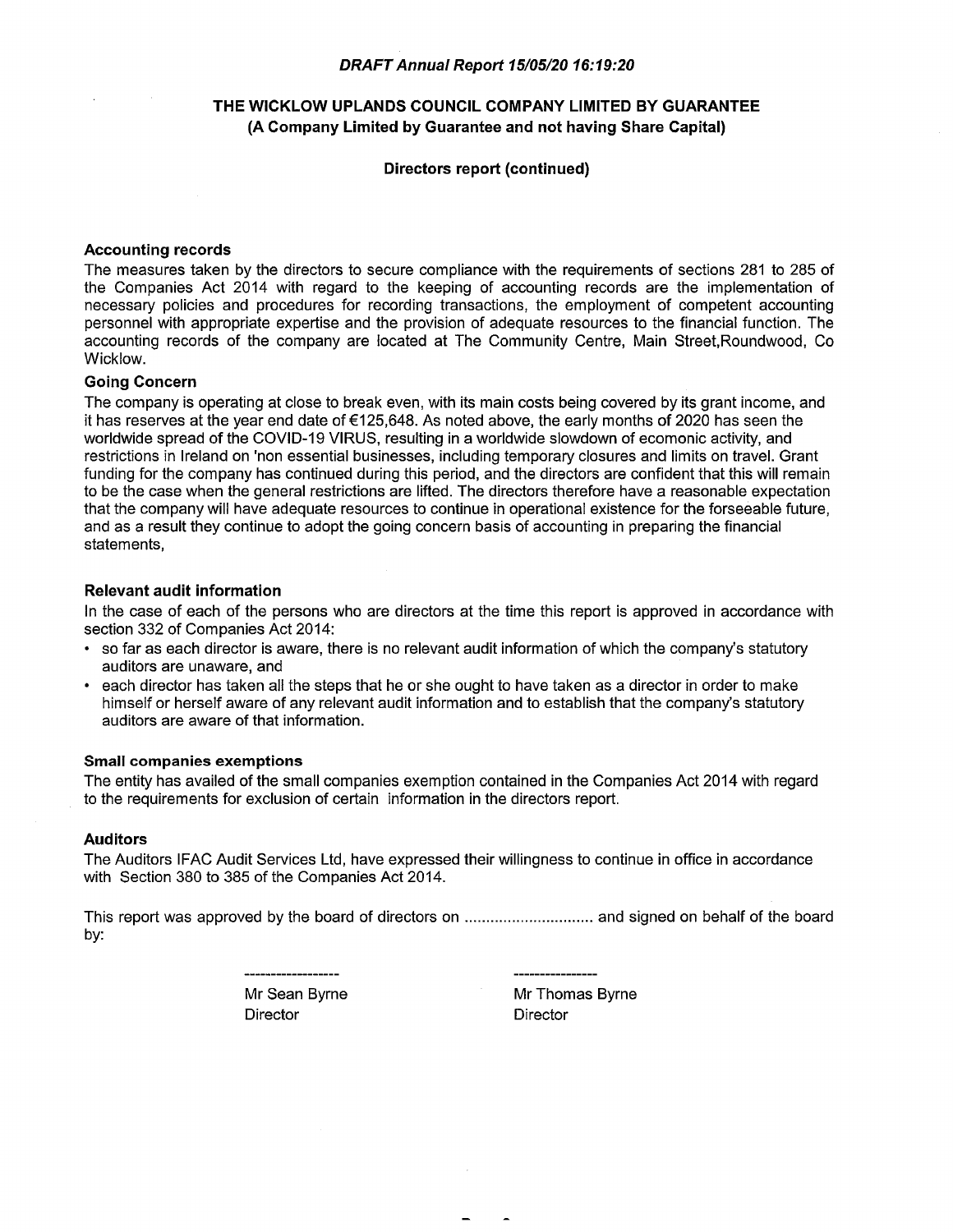*DRAFT Annual Report 15/05/20 16:19:20*

**THE WICKLOW UPLANDS COUNCIL COMPANY LIMITED BY GUARANTEE**
**(A Company Limited by Guarantee and not having Share Capital)**

**Directors report (continued)**

### Accounting records

The measures taken by the directors to secure compliance with the requirements of sections 281 to 285 of the Companies Act 2014 with regard to the keeping of accounting records are the implementation of necessary policies and procedures for recording transactions, the employment of competent accounting personnel with appropriate expertise and the provision of adequate resources to the financial function. The accounting records of the company are located at The Community Centre, Main Street,Roundwood, Co Wicklow.

### Going Concern

The company is operating at close to break even, with its main costs being covered by its grant income, and it has reserves at the year end date of €125,648. As noted above, the early months of 2020 has seen the worldwide spread of the COVID-19 VIRUS, resulting in a worldwide slowdown of ecomonic activity, and restrictions in Ireland on 'non essential businesses, including temporary closures and limits on travel. Grant funding for the company has continued during this period, and the directors are confident that this will remain to be the case when the general restrictions are lifted. The directors therefore have a reasonable expectation that the company will have adequate resources to continue in operational existence for the forseeable future, and as a result they continue to adopt the going concern basis of accounting in preparing the financial statements,

### Relevant audit information

In the case of each of the persons who are directors at the time this report is approved in accordance with section 332 of Companies Act 2014:

- so far as each director is aware, there is no relevant audit information of which the company's statutory auditors are unaware, and
- each director has taken all the steps that he or she ought to have taken as a director in order to make himself or herself aware of any relevant audit information and to establish that the company's statutory auditors are aware of that information.

### Small companies exemptions

The entity has availed of the small companies exemption contained in the Companies Act 2014 with regard to the requirements for exclusion of certain information in the directors report.

### Auditors

The Auditors IFAC Audit Services Ltd, have expressed their willingness to continue in office in accordance with Section 380 to 385 of the Companies Act 2014.

This report was approved by the board of directors on .............................. and signed on behalf of the board by:

| ------------------ | ---------------- |
|---|---|
| Mr Sean Byrne | Mr Thomas Byrne |
| Director | Director |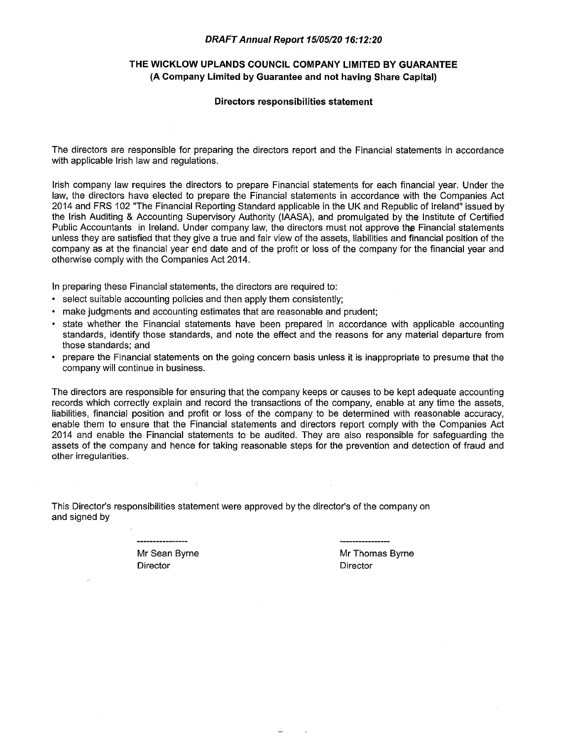*DRAFT Annual Report 15/05/20 16:12:20*

# THE WICKLOW UPLANDS COUNCIL COMPANY LIMITED BY GUARANTEE

**(A Company Limited by Guarantee and not having Share Capital)**

## Directors responsibilities statement

The directors are responsible for preparing the directors report and the Financial statements in accordance with applicable Irish law and regulations.

Irish company law requires the directors to prepare Financial statements for each financial year. Under the law, the directors have elected to prepare the Financial statements in accordance with the Companies Act 2014 and FRS 102 "The Financial Reporting Standard applicable in the UK and Republic of Ireland" issued by the Irish Auditing & Accounting Supervisory Authority (IAASA), and promulgated by the Institute of Certified Public Accountants in Ireland. Under company law, the directors must not approve the Financial statements unless they are satisfied that they give a true and fair view of the assets, liabilities and financial position of the company as at the financial year end date and of the profit or loss of the company for the financial year and otherwise comply with the Companies Act 2014.

In preparing these Financial statements, the directors are required to:

- select suitable accounting policies and then apply them consistently;
- make judgments and accounting estimates that are reasonable and prudent;
- state whether the Financial statements have been prepared in accordance with applicable accounting standards, identify those standards, and note the effect and the reasons for any material departure from those standards; and
- prepare the Financial statements on the going concern basis unless it is inappropriate to presume that the company will continue in business.

The directors are responsible for ensuring that the company keeps or causes to be kept adequate accounting records which correctly explain and record the transactions of the company, enable at any time the assets, liabilities, financial position and profit or loss of the company to be determined with reasonable accuracy, enable them to ensure that the Financial statements and directors report comply with the Companies Act 2014 and enable the Financial statements to be audited. They are also responsible for safeguarding the assets of the company and hence for taking reasonable steps for the prevention and detection of fraud and other irregularities.

This Director's responsibilities statement were approved by the director's of the company on and signed by

| | |
|---|---|
| ---------------- | ---------------- |
| Mr Sean Byrne | Mr Thomas Byrne |
| Director | Director |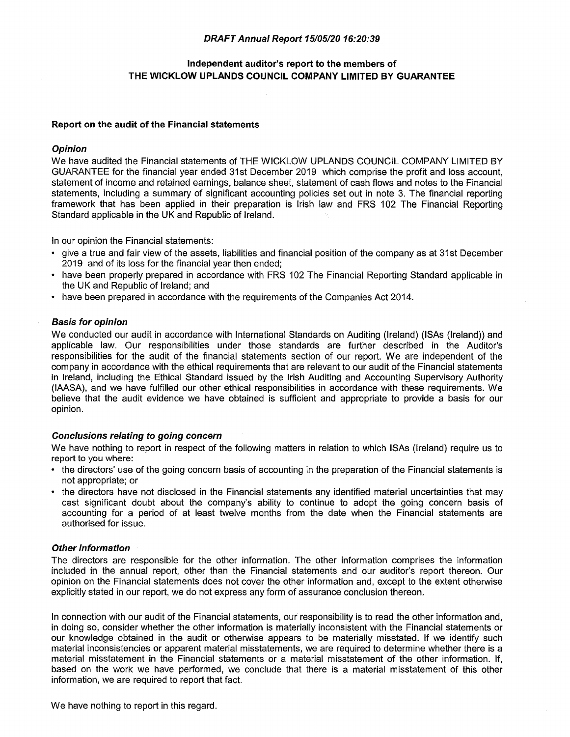*DRAFT Annual Report 15/05/20 16:20:39*

## Independent auditor's report to the members of THE WICKLOW UPLANDS COUNCIL COMPANY LIMITED BY GUARANTEE

### Report on the audit of the Financial statements

#### *Opinion*

We have audited the Financial statements of THE WICKLOW UPLANDS COUNCIL COMPANY LIMITED BY GUARANTEE for the financial year ended 31st December 2019 which comprise the profit and loss account, statement of income and retained earnings, balance sheet, statement of cash flows and notes to the Financial statements, including a summary of significant accounting policies set out in note 3. The financial reporting framework that has been applied in their preparation is Irish law and FRS 102 The Financial Reporting Standard applicable in the UK and Republic of Ireland.

In our opinion the Financial statements:

- give a true and fair view of the assets, liabilities and financial position of the company as at 31st December 2019 and of its loss for the financial year then ended;
- have been properly prepared in accordance with FRS 102 The Financial Reporting Standard applicable in the UK and Republic of Ireland; and
- have been prepared in accordance with the requirements of the Companies Act 2014.

#### *Basis for opinion*

We conducted our audit in accordance with International Standards on Auditing (Ireland) (ISAs (Ireland)) and applicable law. Our responsibilities under those standards are further described in the Auditor's responsibilities for the audit of the financial statements section of our report. We are independent of the company in accordance with the ethical requirements that are relevant to our audit of the Financial statements in Ireland, including the Ethical Standard issued by the Irish Auditing and Accounting Supervisory Authority (IAASA), and we have fulfilled our other ethical responsibilities in accordance with these requirements. We believe that the audit evidence we have obtained is sufficient and appropriate to provide a basis for our opinion.

#### *Conclusions relating to going concern*

We have nothing to report in respect of the following matters in relation to which ISAs (Ireland) require us to report to you where:

- the directors' use of the going concern basis of accounting in the preparation of the Financial statements is not appropriate; or
- the directors have not disclosed in the Financial statements any identified material uncertainties that may cast significant doubt about the company's ability to continue to adopt the going concern basis of accounting for a period of at least twelve months from the date when the Financial statements are authorised for issue.

#### *Other Information*

The directors are responsible for the other information. The other information comprises the information included in the annual report, other than the Financial statements and our auditor's report thereon. Our opinion on the Financial statements does not cover the other information and, except to the extent otherwise explicitly stated in our report, we do not express any form of assurance conclusion thereon.

In connection with our audit of the Financial statements, our responsibility is to read the other information and, in doing so, consider whether the other information is materially inconsistent with the Financial statements or our knowledge obtained in the audit or otherwise appears to be materially misstated. If we identify such material inconsistencies or apparent material misstatements, we are required to determine whether there is a material misstatement in the Financial statements or a material misstatement of the other information. If, based on the work we have performed, we conclude that there is a material misstatement of this other information, we are required to report that fact.

We have nothing to report in this regard.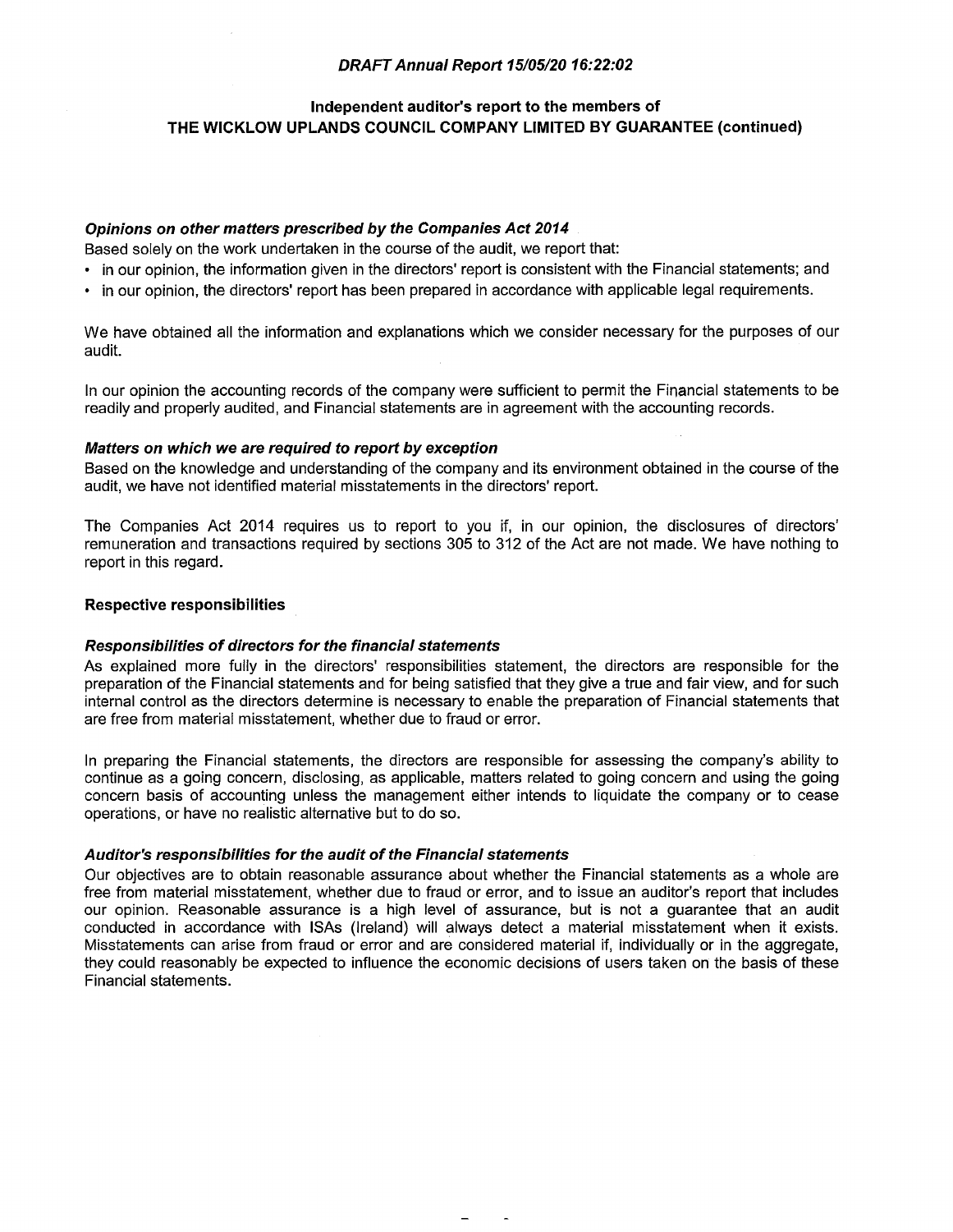## Independent auditor's report to the members of THE WICKLOW UPLANDS COUNCIL COMPANY LIMITED BY GUARANTEE (continued)

### *Opinions on other matters prescribed by the Companies Act 2014*

Based solely on the work undertaken in the course of the audit, we report that:

- in our opinion, the information given in the directors' report is consistent with the Financial statements; and
- in our opinion, the directors' report has been prepared in accordance with applicable legal requirements.

We have obtained all the information and explanations which we consider necessary for the purposes of our audit.

In our opinion the accounting records of the company were sufficient to permit the Financial statements to be readily and properly audited, and Financial statements are in agreement with the accounting records.

### *Matters on which we are required to report by exception*

Based on the knowledge and understanding of the company and its environment obtained in the course of the audit, we have not identified material misstatements in the directors' report.

The Companies Act 2014 requires us to report to you if, in our opinion, the disclosures of directors' remuneration and transactions required by sections 305 to 312 of the Act are not made. We have nothing to report in this regard.

### Respective responsibilities

### *Responsibilities of directors for the financial statements*

As explained more fully in the directors' responsibilities statement, the directors are responsible for the preparation of the Financial statements and for being satisfied that they give a true and fair view, and for such internal control as the directors determine is necessary to enable the preparation of Financial statements that are free from material misstatement, whether due to fraud or error.

In preparing the Financial statements, the directors are responsible for assessing the company's ability to continue as a going concern, disclosing, as applicable, matters related to going concern and using the going concern basis of accounting unless the management either intends to liquidate the company or to cease operations, or have no realistic alternative but to do so.

### *Auditor's responsibilities for the audit of the Financial statements*

Our objectives are to obtain reasonable assurance about whether the Financial statements as a whole are free from material misstatement, whether due to fraud or error, and to issue an auditor's report that includes our opinion. Reasonable assurance is a high level of assurance, but is not a guarantee that an audit conducted in accordance with ISAs (Ireland) will always detect a material misstatement when it exists. Misstatements can arise from fraud or error and are considered material if, individually or in the aggregate, they could reasonably be expected to influence the economic decisions of users taken on the basis of these Financial statements.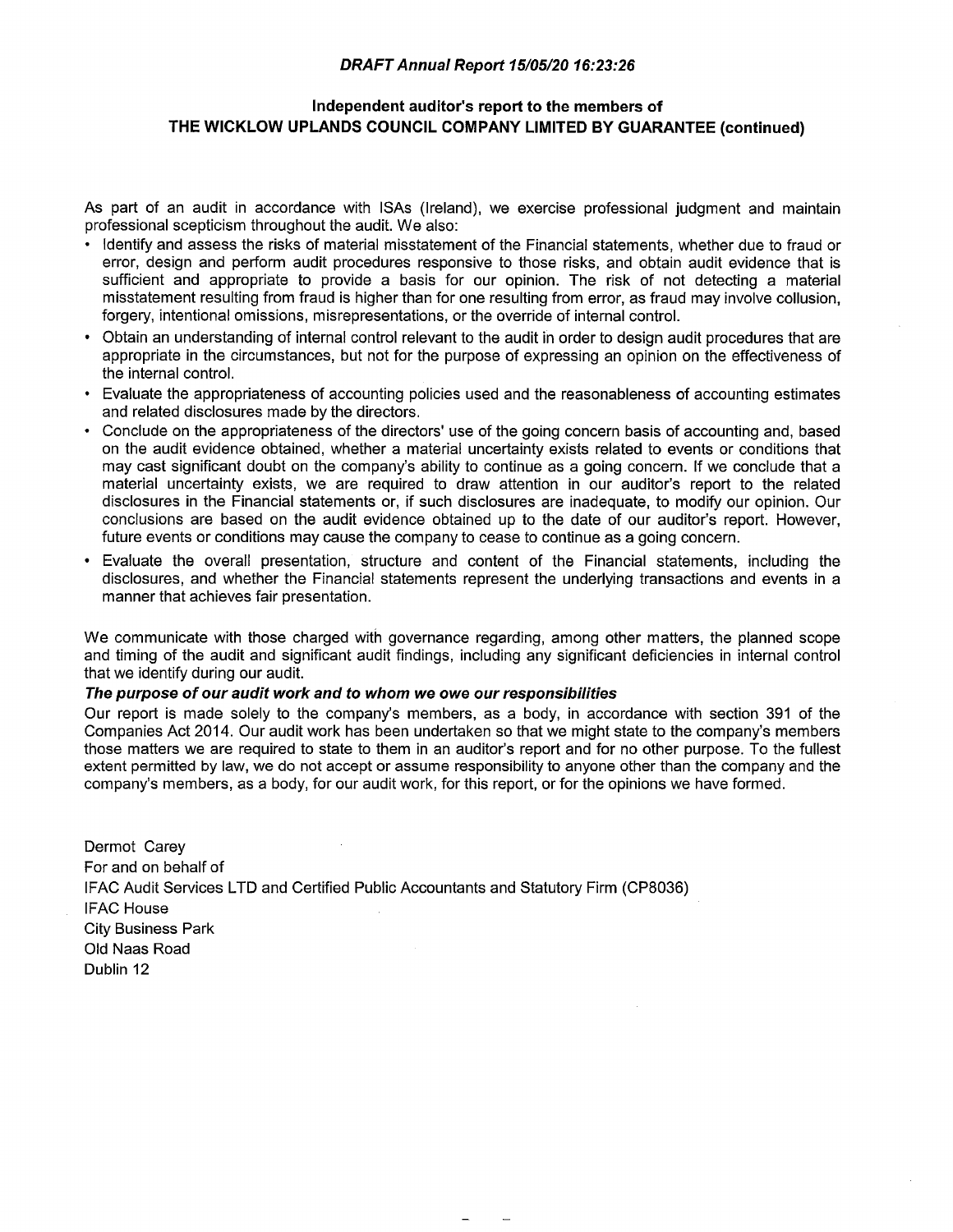## Independent auditor's report to the members of THE WICKLOW UPLANDS COUNCIL COMPANY LIMITED BY GUARANTEE (continued)

As part of an audit in accordance with ISAs (Ireland), we exercise professional judgment and maintain professional scepticism throughout the audit. We also:

- Identify and assess the risks of material misstatement of the Financial statements, whether due to fraud or error, design and perform audit procedures responsive to those risks, and obtain audit evidence that is sufficient and appropriate to provide a basis for our opinion. The risk of not detecting a material misstatement resulting from fraud is higher than for one resulting from error, as fraud may involve collusion, forgery, intentional omissions, misrepresentations, or the override of internal control.
- Obtain an understanding of internal control relevant to the audit in order to design audit procedures that are appropriate in the circumstances, but not for the purpose of expressing an opinion on the effectiveness of the internal control.
- Evaluate the appropriateness of accounting policies used and the reasonableness of accounting estimates and related disclosures made by the directors.
- Conclude on the appropriateness of the directors' use of the going concern basis of accounting and, based on the audit evidence obtained, whether a material uncertainty exists related to events or conditions that may cast significant doubt on the company's ability to continue as a going concern. If we conclude that a material uncertainty exists, we are required to draw attention in our auditor's report to the related disclosures in the Financial statements or, if such disclosures are inadequate, to modify our opinion. Our conclusions are based on the audit evidence obtained up to the date of our auditor's report. However, future events or conditions may cause the company to cease to continue as a going concern.
- Evaluate the overall presentation, structure and content of the Financial statements, including the disclosures, and whether the Financial statements represent the underlying transactions and events in a manner that achieves fair presentation.

We communicate with those charged with governance regarding, among other matters, the planned scope and timing of the audit and significant audit findings, including any significant deficiencies in internal control that we identify during our audit.

***The purpose of our audit work and to whom we owe our responsibilities***

Our report is made solely to the company's members, as a body, in accordance with section 391 of the Companies Act 2014. Our audit work has been undertaken so that we might state to the company's members those matters we are required to state to them in an auditor's report and for no other purpose. To the fullest extent permitted by law, we do not accept or assume responsibility to anyone other than the company and the company's members, as a body, for our audit work, for this report, or for the opinions we have formed.

Dermot Carey
For and on behalf of
IFAC Audit Services LTD and Certified Public Accountants and Statutory Firm (CP8036)
IFAC House
City Business Park
Old Naas Road
Dublin 12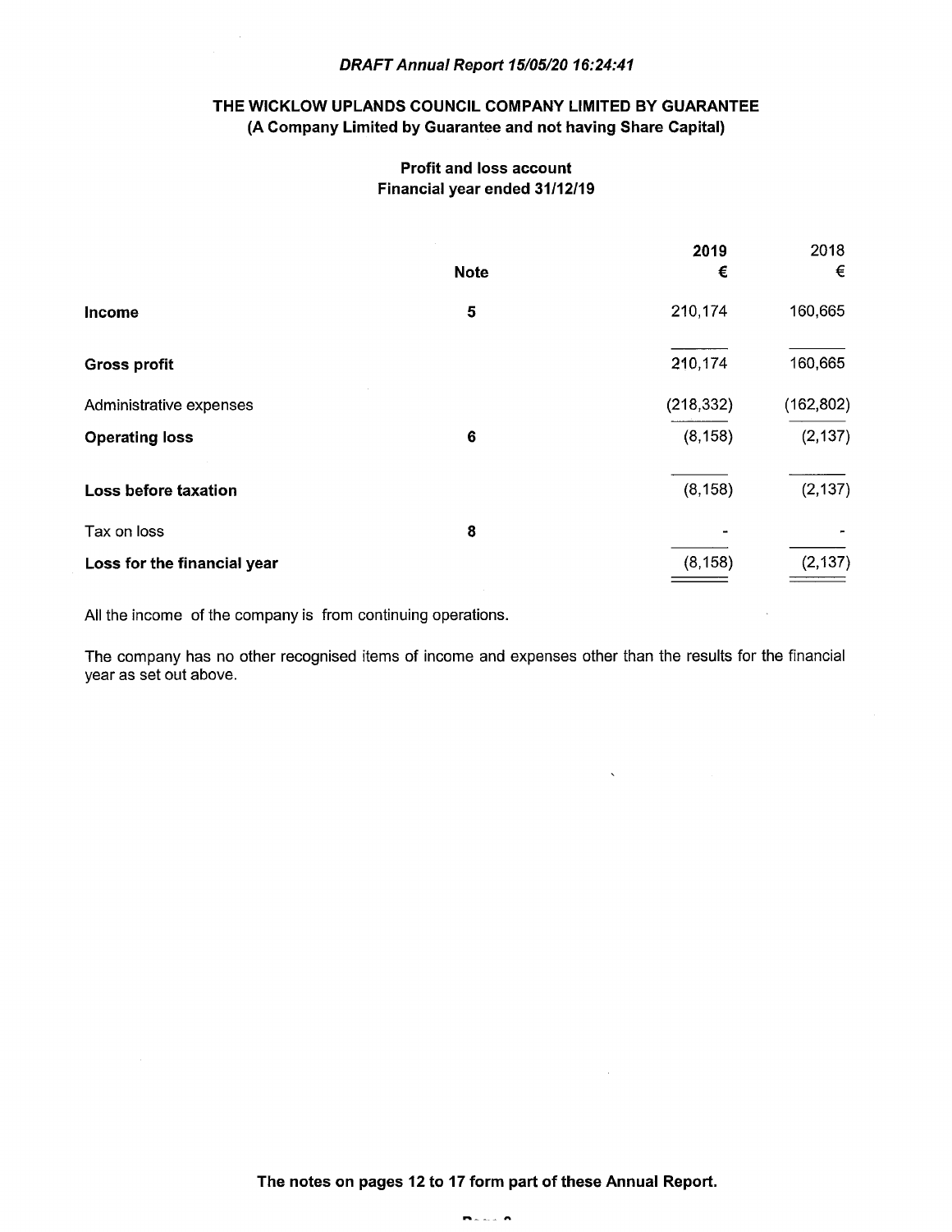*DRAFT Annual Report 15/05/20 16:24:41*

# THE WICKLOW UPLANDS COUNCIL COMPANY LIMITED BY GUARANTEE
## (A Company Limited by Guarantee and not having Share Capital)

### Profit and loss account
### Financial year ended 31/12/19

| | Note | 2019 € | 2018 € |
|---|---|---|---|
| **Income** | 5 | 210,174 | 160,665 |
| **Gross profit** | | 210,174 | 160,665 |
| Administrative expenses | | (218,332) | (162,802) |
| **Operating loss** | 6 | (8,158) | (2,137) |
| **Loss before taxation** | | (8,158) | (2,137) |
| Tax on loss | 8 | - | - |
| **Loss for the financial year** | | (8,158) | (2,137) |

All the income of the company is from continuing operations.

The company has no other recognised items of income and expenses other than the results for the financial year as set out above.

**The notes on pages 12 to 17 form part of these Annual Report.**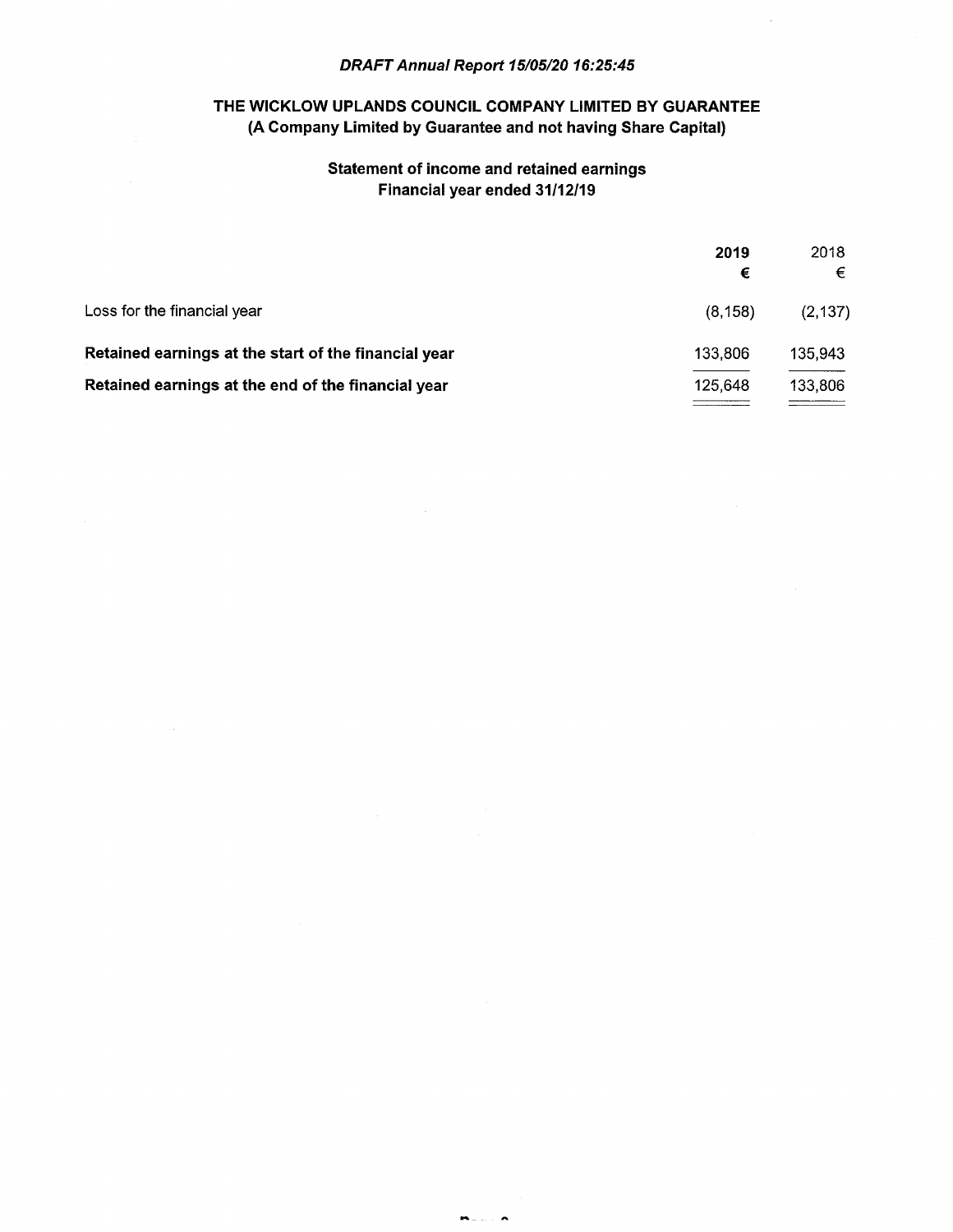*DRAFT Annual Report 15/05/20 16:25:45*

## THE WICKLOW UPLANDS COUNCIL COMPANY LIMITED BY GUARANTEE
### (A Company Limited by Guarantee and not having Share Capital)

### Statement of income and retained earnings
### Financial year ended 31/12/19

| | **2019** | 2018 |
|---|---|---|
| | **€** | € |
| Loss for the financial year | (8,158) | (2,137) |
| **Retained earnings at the start of the financial year** | 133,806 | 135,943 |
| **Retained earnings at the end of the financial year** | 125,648 | 133,806 |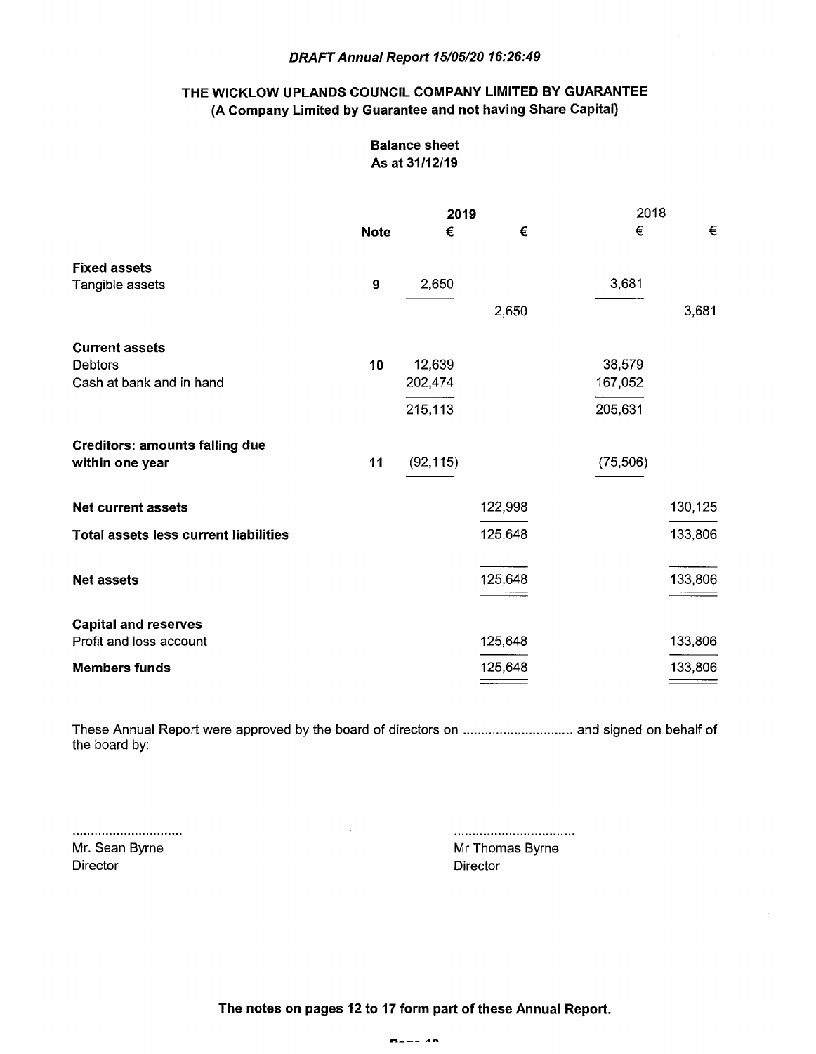*DRAFT Annual Report 15/05/20 16:26:49*

## THE WICKLOW UPLANDS COUNCIL COMPANY LIMITED BY GUARANTEE
### (A Company Limited by Guarantee and not having Share Capital)

### Balance sheet
### As at 31/12/19

| | Note | 2019 € | 2019 € | 2018 € | 2018 € |
|---|---|---|---|---|---|
| **Fixed assets** | | | | | |
| Tangible assets | 9 | 2,650 | | 3,681 | |
| | | | 2,650 | | 3,681 |
| **Current assets** | | | | | |
| Debtors | 10 | 12,639 | | 38,579 | |
| Cash at bank and in hand | | 202,474 | | 167,052 | |
| | | 215,113 | | 205,631 | |
| **Creditors: amounts falling due within one year** | 11 | (92,115) | | (75,506) | |
| **Net current assets** | | | 122,998 | | 130,125 |
| **Total assets less current liabilities** | | | 125,648 | | 133,806 |
| **Net assets** | | | 125,648 | | 133,806 |
| **Capital and reserves** | | | | | |
| Profit and loss account | | | 125,648 | | 133,806 |
| **Members funds** | | | 125,648 | | 133,806 |

These Annual Report were approved by the board of directors on ............................ and signed on behalf of the board by:

..............................
Mr. Sean Byrne
Director

................................
Mr Thomas Byrne
Director

**The notes on pages 12 to 17 form part of these Annual Report.**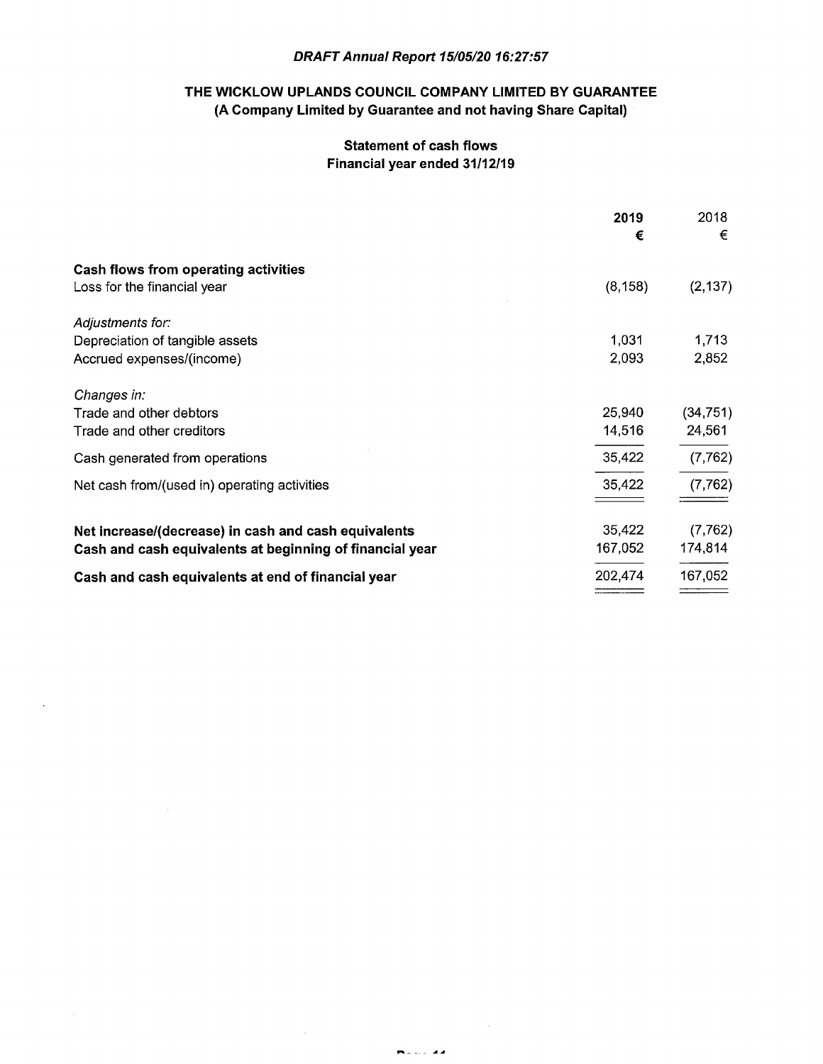*DRAFT Annual Report 15/05/20 16:27:57*

**THE WICKLOW UPLANDS COUNCIL COMPANY LIMITED BY GUARANTEE**
**(A Company Limited by Guarantee and not having Share Capital)**

**Statement of cash flows**
**Financial year ended 31/12/19**

| | 2019 € | 2018 € |
|---|---|---|
| **Cash flows from operating activities** | | |
| Loss for the financial year | (8,158) | (2,137) |
| *Adjustments for:* | | |
| Depreciation of tangible assets | 1,031 | 1,713 |
| Accrued expenses/(income) | 2,093 | 2,852 |
| *Changes in:* | | |
| Trade and other debtors | 25,940 | (34,751) |
| Trade and other creditors | 14,516 | 24,561 |
| Cash generated from operations | 35,422 | (7,762) |
| Net cash from/(used in) operating activities | 35,422 | (7,762) |
| **Net increase/(decrease) in cash and cash equivalents** | 35,422 | (7,762) |
| **Cash and cash equivalents at beginning of financial year** | 167,052 | 174,814 |
| **Cash and cash equivalents at end of financial year** | 202,474 | 167,052 |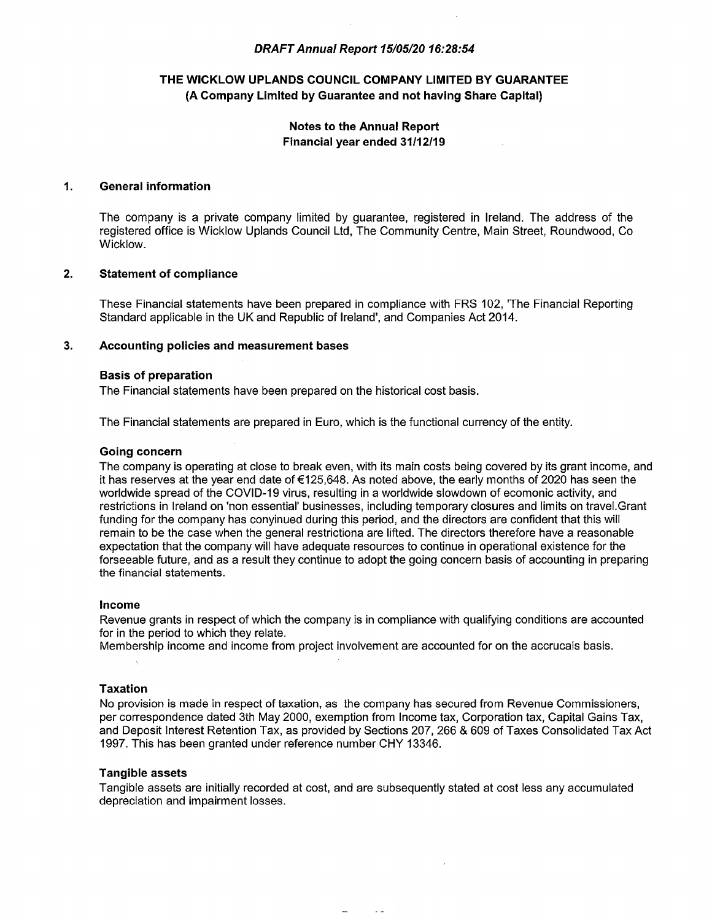*DRAFT Annual Report 15/05/20 16:28:54*

## THE WICKLOW UPLANDS COUNCIL COMPANY LIMITED BY GUARANTEE
## (A Company Limited by Guarantee and not having Share Capital)

### Notes to the Annual Report
### Financial year ended 31/12/19

**1. General information**

The company is a private company limited by guarantee, registered in Ireland. The address of the registered office is Wicklow Uplands Council Ltd, The Community Centre, Main Street, Roundwood, Co Wicklow.

**2. Statement of compliance**

These Financial statements have been prepared in compliance with FRS 102, 'The Financial Reporting Standard applicable in the UK and Republic of Ireland', and Companies Act 2014.

**3. Accounting policies and measurement bases**

**Basis of preparation**

The Financial statements have been prepared on the historical cost basis.

The Financial statements are prepared in Euro, which is the functional currency of the entity.

**Going concern**

The company is operating at close to break even, with its main costs being covered by its grant income, and it has reserves at the year end date of €125,648. As noted above, the early months of 2020 has seen the worldwide spread of the COVID-19 virus, resulting in a worldwide slowdown of ecomonic activity, and restrictions in Ireland on 'non essential' businesses, including temporary closures and limits on travel.Grant funding for the company has conyinued during this period, and the directors are confident that this will remain to be the case when the general restrictiona are lifted. The directors therefore have a reasonable expectation that the company will have adequate resources to continue in operational existence for the forseeable future, and as a result they continue to adopt the going concern basis of accounting in preparing the financial statements.

**Income**

Revenue grants in respect of which the company is in compliance with qualifying conditions are accounted for in the period to which they relate.
Membership income and income from project involvement are accounted for on the accrucals basis.

**Taxation**

No provision is made in respect of taxation, as the company has secured from Revenue Commissioners, per correspondence dated 3th May 2000, exemption from Income tax, Corporation tax, Capital Gains Tax, and Deposit Interest Retention Tax, as provided by Sections 207, 266 & 609 of Taxes Consolidated Tax Act 1997. This has been granted under reference number CHY 13346.

**Tangible assets**

Tangible assets are initially recorded at cost, and are subsequently stated at cost less any accumulated depreciation and impairment losses.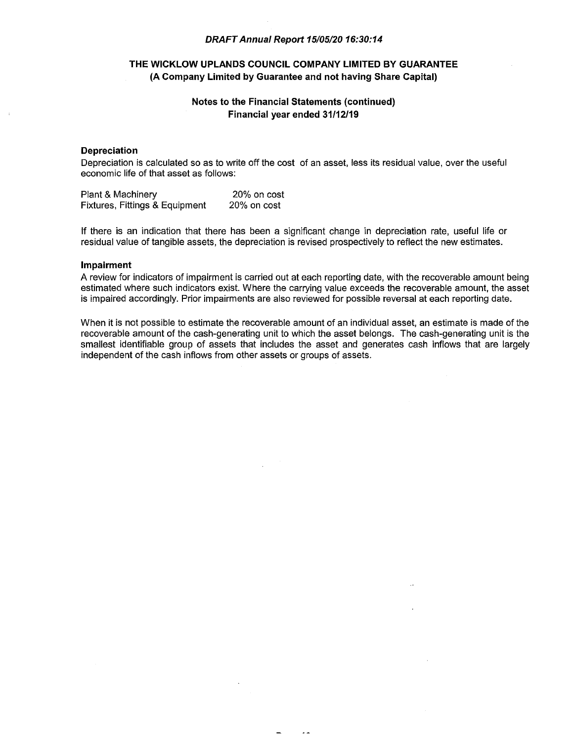### Depreciation

Depreciation is calculated so as to write off the cost of an asset, less its residual value, over the useful economic life of that asset as follows:

| | |
|---|---|
| Plant & Machinery | 20% on cost |
| Fixtures, Fittings & Equipment | 20% on cost |

If there is an indication that there has been a significant change in depreciation rate, useful life or residual value of tangible assets, the depreciation is revised prospectively to reflect the new estimates.

### Impairment

A review for indicators of impairment is carried out at each reporting date, with the recoverable amount being estimated where such indicators exist. Where the carrying value exceeds the recoverable amount, the asset is impaired accordingly. Prior impairments are also reviewed for possible reversal at each reporting date.

When it is not possible to estimate the recoverable amount of an individual asset, an estimate is made of the recoverable amount of the cash-generating unit to which the asset belongs. The cash-generating unit is the smallest identifiable group of assets that includes the asset and generates cash inflows that are largely independent of the cash inflows from other assets or groups of assets.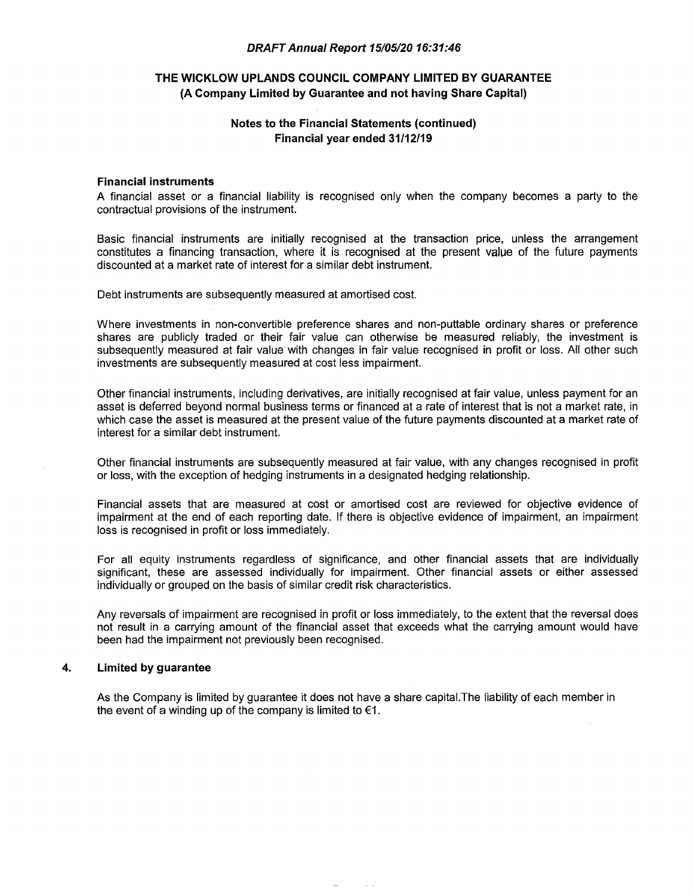# THE WICKLOW UPLANDS COUNCIL COMPANY LIMITED BY GUARANTEE
## (A Company Limited by Guarantee and not having Share Capital)

### Notes to the Financial Statements (continued)
### Financial year ended 31/12/19

**Financial instruments**

A financial asset or a financial liability is recognised only when the company becomes a party to the contractual provisions of the instrument.

Basic financial instruments are initially recognised at the transaction price, unless the arrangement constitutes a financing transaction, where it is recognised at the present value of the future payments discounted at a market rate of interest for a similar debt instrument.

Debt instruments are subsequently measured at amortised cost.

Where investments in non-convertible preference shares and non-puttable ordinary shares or preference shares are publicly traded or their fair value can otherwise be measured reliably, the investment is subsequently measured at fair value with changes in fair value recognised in profit or loss. All other such investments are subsequently measured at cost less impairment.

Other financial instruments, including derivatives, are initially recognised at fair value, unless payment for an asset is deferred beyond normal business terms or financed at a rate of interest that is not a market rate, in which case the asset is measured at the present value of the future payments discounted at a market rate of interest for a similar debt instrument.

Other financial instruments are subsequently measured at fair value, with any changes recognised in profit or loss, with the exception of hedging instruments in a designated hedging relationship.

Financial assets that are measured at cost or amortised cost are reviewed for objective evidence of impairment at the end of each reporting date. If there is objective evidence of impairment, an impairment loss is recognised in profit or loss immediately.

For all equity instruments regardless of significance, and other financial assets that are individually significant, these are assessed individually for impairment. Other financial assets or either assessed individually or grouped on the basis of similar credit risk characteristics.

Any reversals of impairment are recognised in profit or loss immediately, to the extent that the reversal does not result in a carrying amount of the financial asset that exceeds what the carrying amount would have been had the impairment not previously been recognised.

**4. Limited by guarantee**

As the Company is limited by guarantee it does not have a share capital.The liability of each member in the event of a winding up of the company is limited to €1.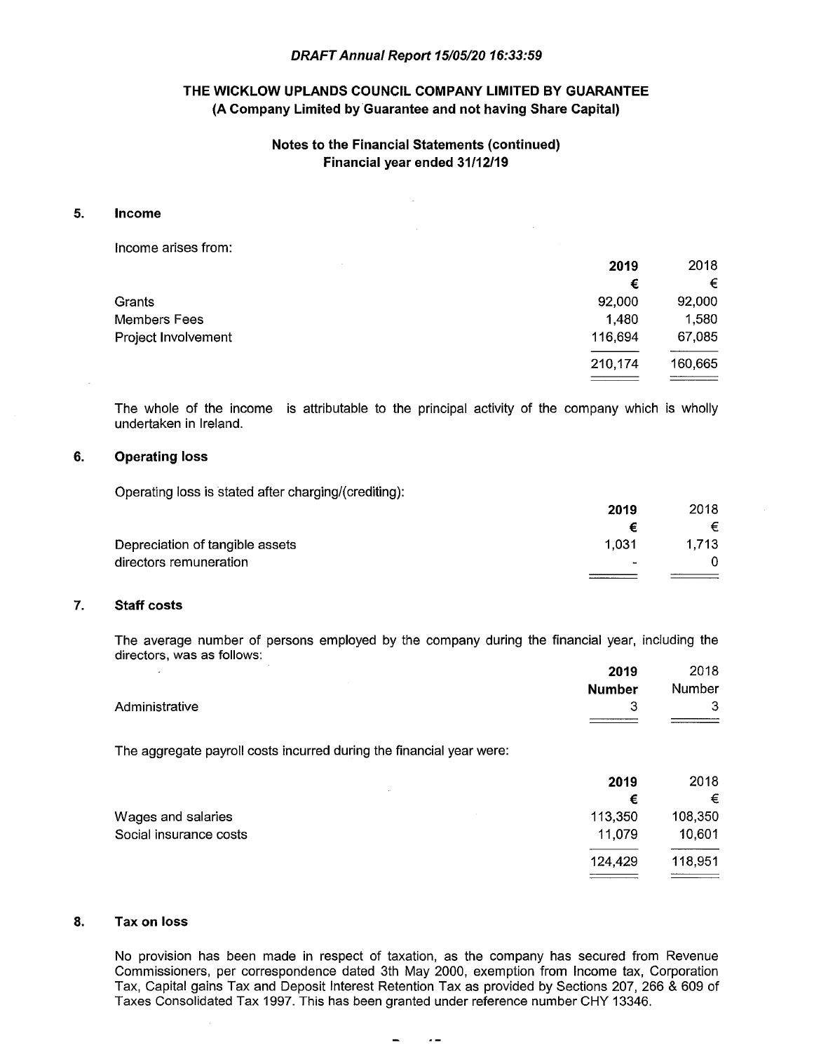*DRAFT Annual Report 15/05/20 16:33:59*

**THE WICKLOW UPLANDS COUNCIL COMPANY LIMITED BY GUARANTEE**
**(A Company Limited by Guarantee and not having Share Capital)**

**Notes to the Financial Statements (continued)**
**Financial year ended 31/12/19**

## 5. Income

Income arises from:

| | **2019** | 2018 |
|---|---|---|
| | **€** | € |
| Grants | 92,000 | 92,000 |
| Members Fees | 1,480 | 1,580 |
| Project Involvement | 116,694 | 67,085 |
| | 210,174 | 160,665 |

The whole of the income is attributable to the principal activity of the company which is wholly undertaken in Ireland.

## 6. Operating loss

Operating loss is stated after charging/(crediting):

| | **2019** | 2018 |
|---|---|---|
| | **€** | € |
| Depreciation of tangible assets | 1,031 | 1,713 |
| directors remuneration | - | 0 |

## 7. Staff costs

The average number of persons employed by the company during the financial year, including the directors, was as follows:

| | **2019** | 2018 |
|---|---|---|
| | **Number** | Number |
| Administrative | 3 | 3 |

The aggregate payroll costs incurred during the financial year were:

| | **2019** | 2018 |
|---|---|---|
| | **€** | € |
| Wages and salaries | 113,350 | 108,350 |
| Social insurance costs | 11,079 | 10,601 |
| | 124,429 | 118,951 |

## 8. Tax on loss

No provision has been made in respect of taxation, as the company has secured from Revenue Commissioners, per correspondence dated 3th May 2000, exemption from Income tax, Corporation Tax, Capital gains Tax and Deposit Interest Retention Tax as provided by Sections 207, 266 & 609 of Taxes Consolidated Tax 1997. This has been granted under reference number CHY 13346.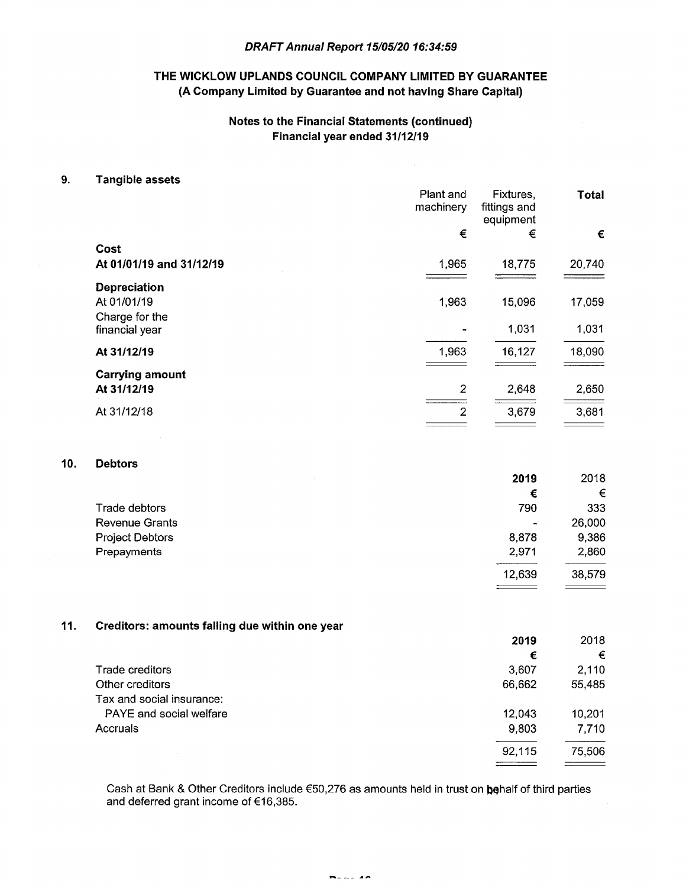*DRAFT Annual Report 15/05/20 16:34:59*

**THE WICKLOW UPLANDS COUNCIL COMPANY LIMITED BY GUARANTEE**
**(A Company Limited by Guarantee and not having Share Capital)**

**Notes to the Financial Statements (continued)**
**Financial year ended 31/12/19**

## 9. Tangible assets

| | Plant and machinery | Fixtures, fittings and equipment | **Total** |
|---|---|---|---|
| | € | € | **€** |
| **Cost** | | | |
| **At 01/01/19 and 31/12/19** | 1,965 | 18,775 | 20,740 |
| **Depreciation** | | | |
| At 01/01/19 | 1,963 | 15,096 | 17,059 |
| Charge for the financial year | - | 1,031 | 1,031 |
| **At 31/12/19** | 1,963 | 16,127 | 18,090 |
| **Carrying amount** | | | |
| **At 31/12/19** | 2 | 2,648 | 2,650 |
| At 31/12/18 | 2 | 3,679 | 3,681 |

## 10. Debtors

| | **2019** | 2018 |
|---|---|---|
| | **€** | € |
| Trade debtors | 790 | 333 |
| Revenue Grants | - | 26,000 |
| Project Debtors | 8,878 | 9,386 |
| Prepayments | 2,971 | 2,860 |
| | 12,639 | 38,579 |

## 11. Creditors: amounts falling due within one year

| | **2019** | 2018 |
|---|---|---|
| | **€** | € |
| Trade creditors | 3,607 | 2,110 |
| Other creditors | 66,662 | 55,485 |
| Tax and social insurance: | | |
| PAYE and social welfare | 12,043 | 10,201 |
| Accruals | 9,803 | 7,710 |
| | 92,115 | 75,506 |

Cash at Bank & Other Creditors include €50,276 as amounts held in trust on behalf of third parties and deferred grant income of €16,385.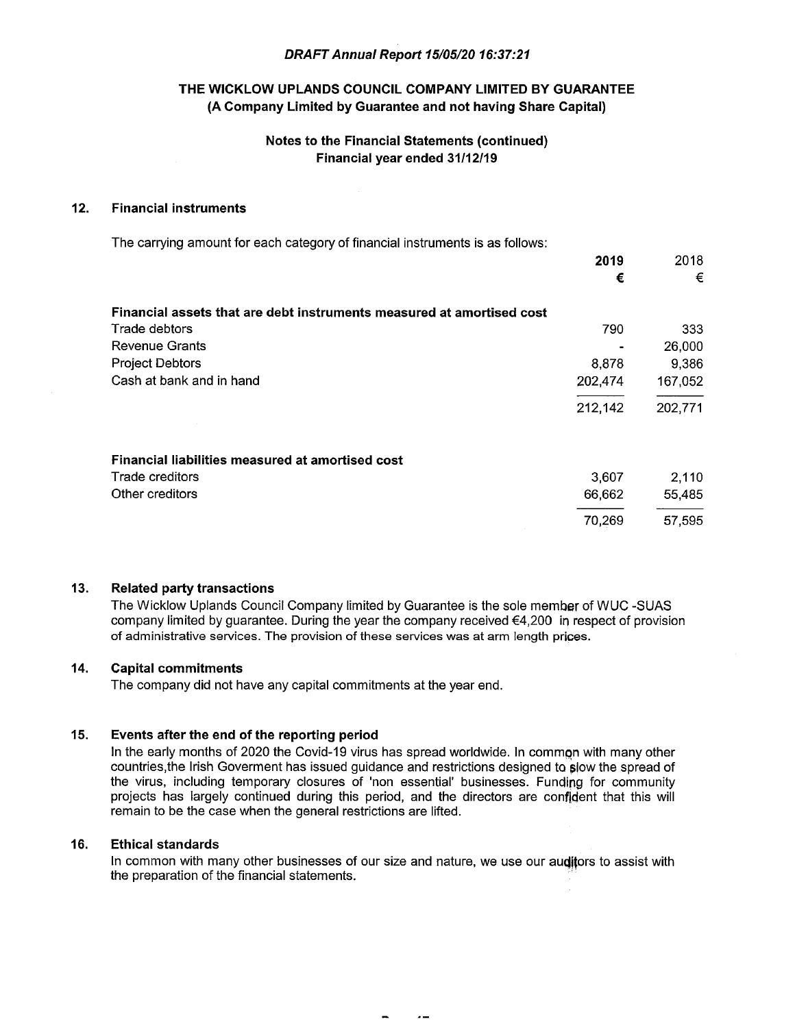*DRAFT Annual Report 15/05/20 16:37:21*

**THE WICKLOW UPLANDS COUNCIL COMPANY LIMITED BY GUARANTEE**
**(A Company Limited by Guarantee and not having Share Capital)**

**Notes to the Financial Statements (continued)**
**Financial year ended 31/12/19**

## 12. Financial instruments

The carrying amount for each category of financial instruments is as follows:

| | **2019** | 2018 |
|---|---|---|
| | **€** | € |
| **Financial assets that are debt instruments measured at amortised cost** | | |
| Trade debtors | 790 | 333 |
| Revenue Grants | - | 26,000 |
| Project Debtors | 8,878 | 9,386 |
| Cash at bank and in hand | 202,474 | 167,052 |
| | 212,142 | 202,771 |
| **Financial liabilities measured at amortised cost** | | |
| Trade creditors | 3,607 | 2,110 |
| Other creditors | 66,662 | 55,485 |
| | 70,269 | 57,595 |

## 13. Related party transactions

The Wicklow Uplands Council Company limited by Guarantee is the sole member of WUC -SUAS company limited by guarantee. During the year the company received €4,200 in respect of provision of administrative services. The provision of these services was at arm length prices.

## 14. Capital commitments

The company did not have any capital commitments at the year end.

## 15. Events after the end of the reporting period

In the early months of 2020 the Covid-19 virus has spread worldwide. In common with many other countries,the Irish Goverment has issued guidance and restrictions designed to slow the spread of the virus, including temporary closures of 'non essential' businesses. Funding for community projects has largely continued during this period, and the directors are confident that this will remain to be the case when the general restrictions are lifted.

## 16. Ethical standards

In common with many other businesses of our size and nature, we use our auditors to assist with the preparation of the financial statements.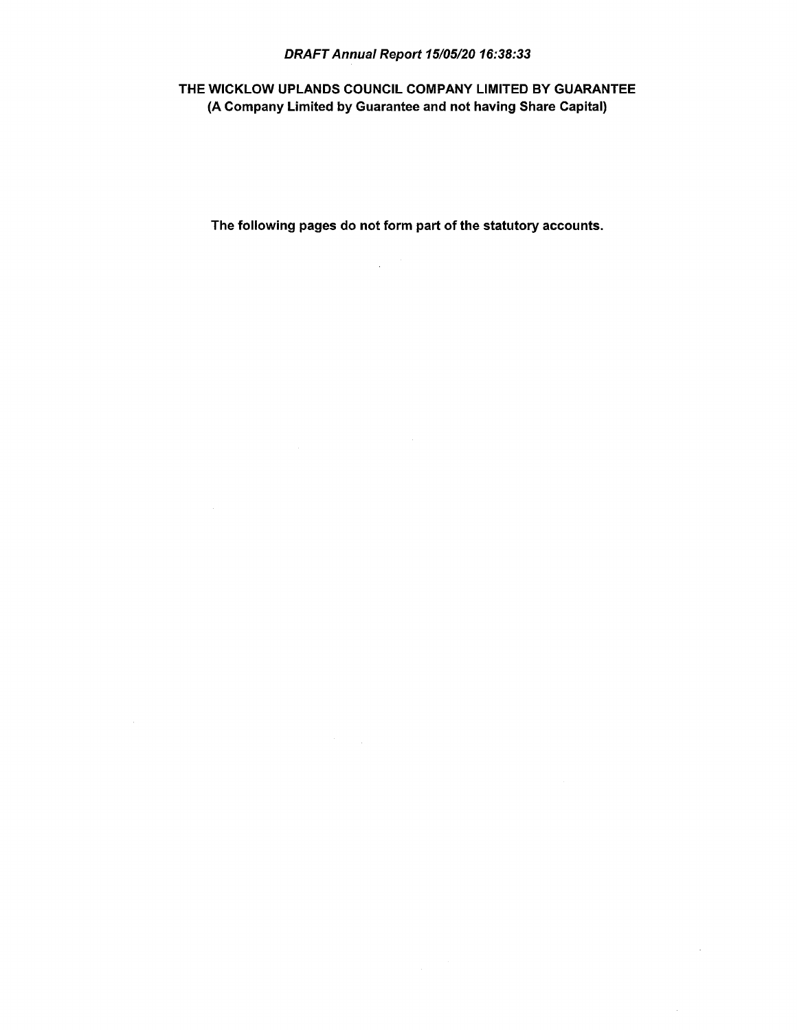*DRAFT Annual Report 15/05/20 16:38:33*

**THE WICKLOW UPLANDS COUNCIL COMPANY LIMITED BY GUARANTEE**
**(A Company Limited by Guarantee and not having Share Capital)**

**The following pages do not form part of the statutory accounts.**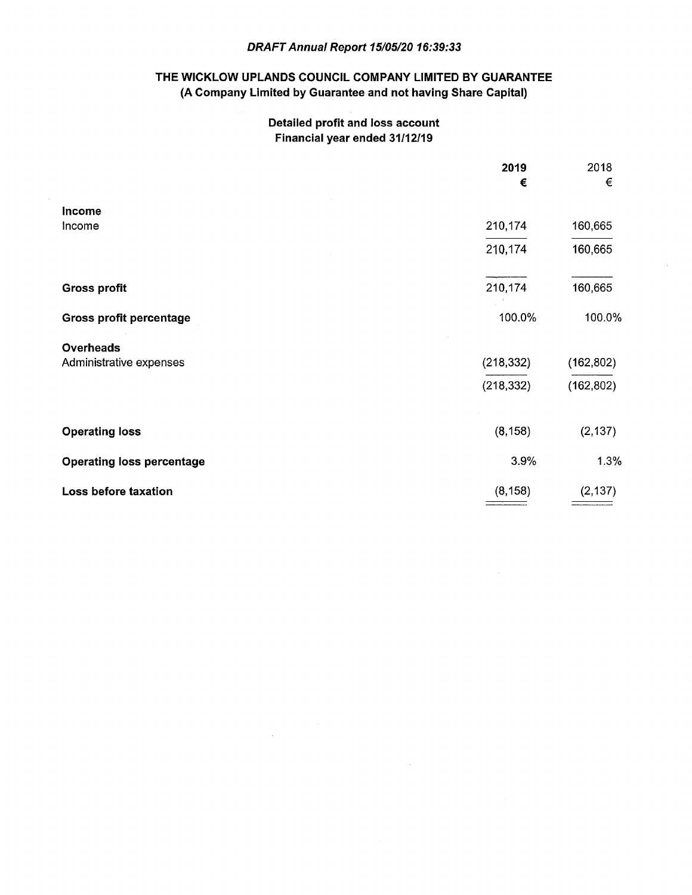*DRAFT Annual Report 15/05/20 16:39:33*

## THE WICKLOW UPLANDS COUNCIL COMPANY LIMITED BY GUARANTEE
### (A Company Limited by Guarantee and not having Share Capital)

### Detailed profit and loss account
### Financial year ended 31/12/19

| | **2019** | 2018 |
|---|---|---|
| | **€** | € |
| **Income** | | |
| Income | 210,174 | 160,665 |
| | 210,174 | 160,665 |
| **Gross profit** | 210,174 | 160,665 |
| **Gross profit percentage** | 100.0% | 100.0% |
| **Overheads** | | |
| Administrative expenses | (218,332) | (162,802) |
| | (218,332) | (162,802) |
| **Operating loss** | (8,158) | (2,137) |
| **Operating loss percentage** | 3.9% | 1.3% |
| **Loss before taxation** | (8,158) | (2,137) |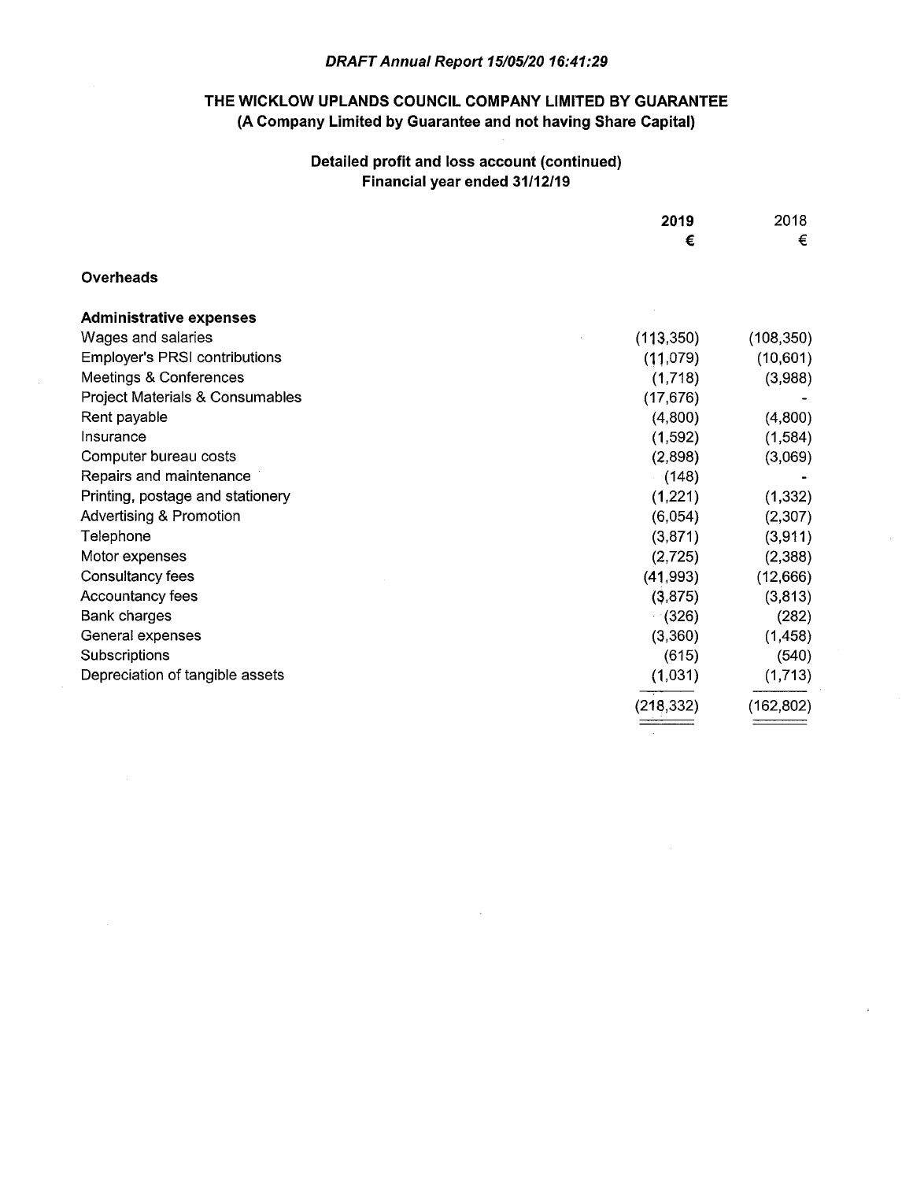*DRAFT Annual Report 15/05/20 16:41:29*

# THE WICKLOW UPLANDS COUNCIL COMPANY LIMITED BY GUARANTEE
## (A Company Limited by Guarantee and not having Share Capital)

### Detailed profit and loss account (continued)
### Financial year ended 31/12/19

| | 2019 € | 2018 € |
|---|---|---|
| **Overheads** | | |
| **Administrative expenses** | | |
| Wages and salaries | (113,350) | (108,350) |
| Employer's PRSI contributions | (11,079) | (10,601) |
| Meetings & Conferences | (1,718) | (3,988) |
| Project Materials & Consumables | (17,676) | - |
| Rent payable | (4,800) | (4,800) |
| Insurance | (1,592) | (1,584) |
| Computer bureau costs | (2,898) | (3,069) |
| Repairs and maintenance | (148) | - |
| Printing, postage and stationery | (1,221) | (1,332) |
| Advertising & Promotion | (6,054) | (2,307) |
| Telephone | (3,871) | (3,911) |
| Motor expenses | (2,725) | (2,388) |
| Consultancy fees | (41,993) | (12,666) |
| Accountancy fees | (3,875) | (3,813) |
| Bank charges | (326) | (282) |
| General expenses | (3,360) | (1,458) |
| Subscriptions | (615) | (540) |
| Depreciation of tangible assets | (1,031) | (1,713) |
| | (218,332) | (162,802) |